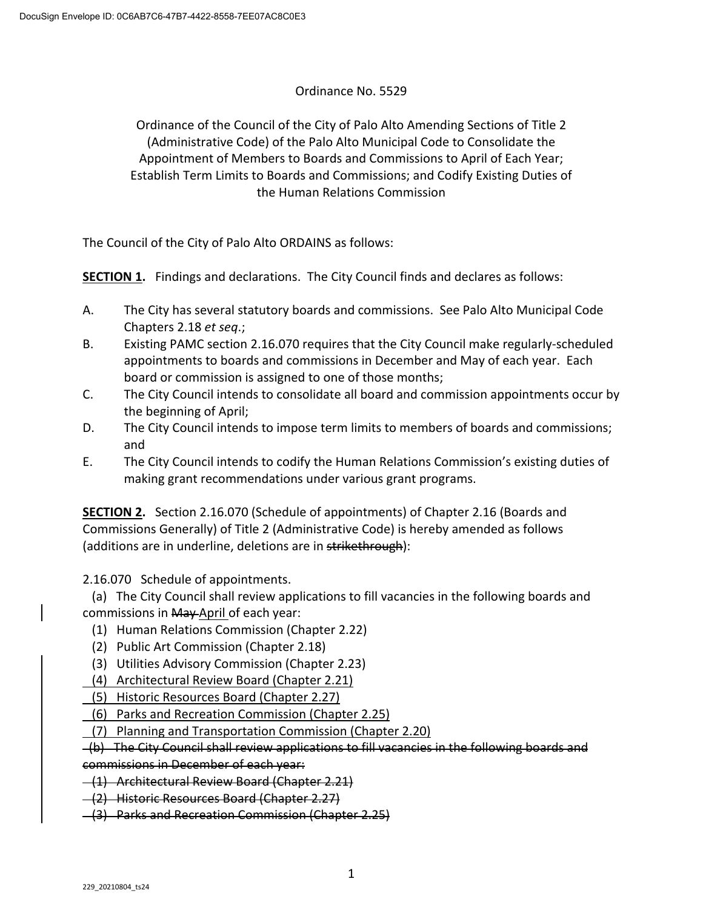Ordinance No. 5529

Ordinance of the Council of the City of Palo Alto Amending Sections of Title 2 (Administrative Code) of the Palo Alto Municipal Code to Consolidate the Appointment of Members to Boards and Commissions to April of Each Year; Establish Term Limits to Boards and Commissions; and Codify Existing Duties of the Human Relations Commission

The Council of the City of Palo Alto ORDAINS as follows:

**SECTION 1.** Findings and declarations. The City Council finds and declares as follows:

A. The City has several statutory boards and commissions. See Palo Alto Municipal Code Chapters 2.18 *et seq.*;

B. Existing PAMC section 2.16.070 requires that the City Council make regularly-scheduled appointments to boards and commissions in December and May of each year. Each board or commission is assigned to one of those months;

C. The City Council intends to consolidate all board and commission appointments occur by the beginning of April;

D. The City Council intends to impose term limits to members of boards and commissions; and

E. The City Council intends to codify the Human Relations Commission's existing duties of making grant recommendations under various grant programs.

**SECTION 2.** Section 2.16.070 (Schedule of appointments) of Chapter 2.16 (Boards and Commissions Generally) of Title 2 (Administrative Code) is hereby amended as follows (additions are in underline, deletions are in ~~strikethrough~~):

2.16.070 Schedule of appointments.

(a) The City Council shall review applications to fill vacancies in the following boards and commissions in ~~May~~ <u>April</u> of each year:

(1) Human Relations Commission (Chapter 2.22)

(2) Public Art Commission (Chapter 2.18)

(3) Utilities Advisory Commission (Chapter 2.23)

<u>(4) Architectural Review Board (Chapter 2.21)</u>

<u>(5) Historic Resources Board (Chapter 2.27)</u>

<u>(6) Parks and Recreation Commission (Chapter 2.25)</u>

<u>(7) Planning and Transportation Commission (Chapter 2.20)</u>

~~(b) The City Council shall review applications to fill vacancies in the following boards and commissions in December of each year:~~

~~(1) Architectural Review Board (Chapter 2.21)~~

~~(2) Historic Resources Board (Chapter 2.27)~~

~~(3) Parks and Recreation Commission (Chapter 2.25)~~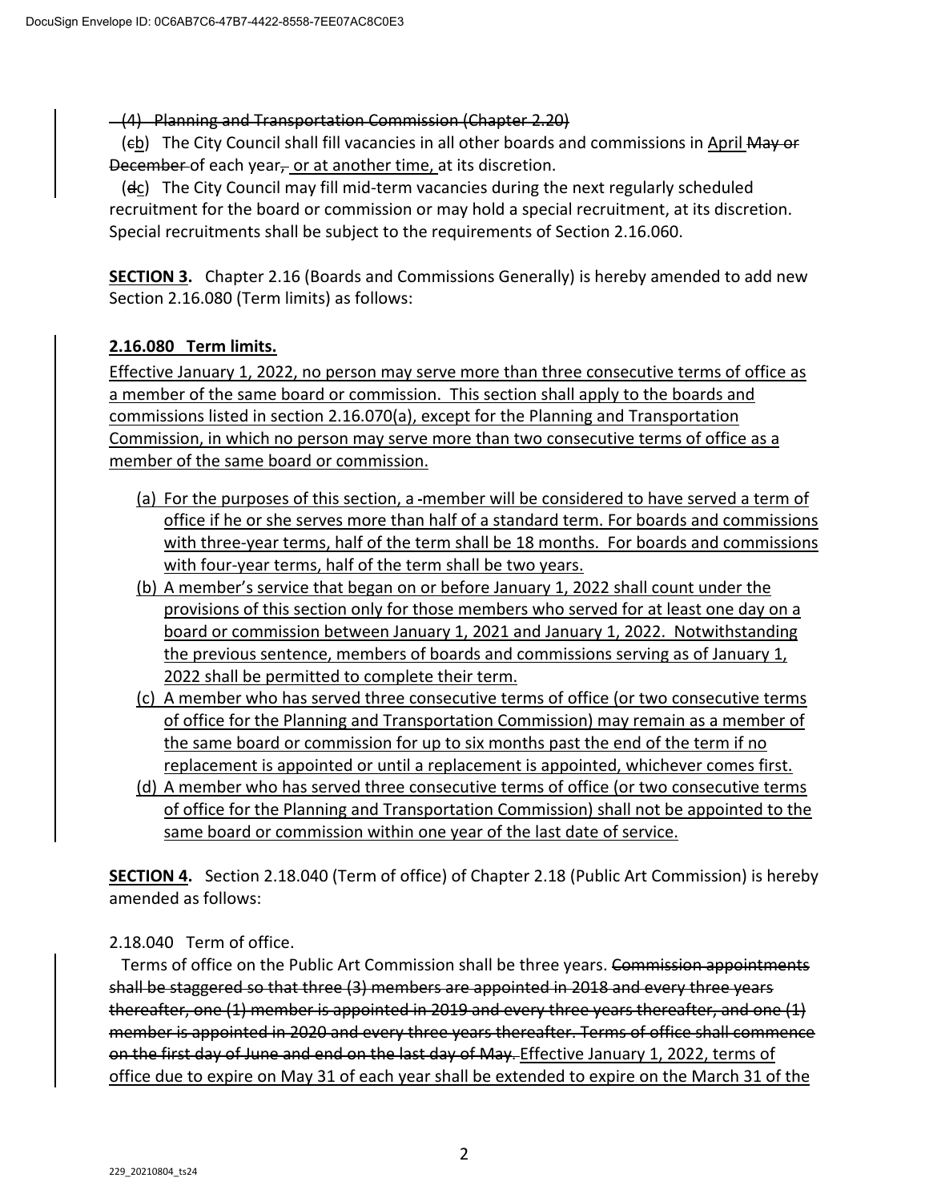~~(4) Planning and Transportation Commission (Chapter 2.20)~~

(~~c~~b) The City Council shall fill vacancies in all other boards and commissions in April ~~May or December~~ of each year~~,~~ or at another time, at its discretion.

(~~d~~c) The City Council may fill mid-term vacancies during the next regularly scheduled recruitment for the board or commission or may hold a special recruitment, at its discretion. Special recruitments shall be subject to the requirements of Section 2.16.060.

**SECTION 3.** Chapter 2.16 (Boards and Commissions Generally) is hereby amended to add new Section 2.16.080 (Term limits) as follows:

**2.16.080 Term limits.**

Effective January 1, 2022, no person may serve more than three consecutive terms of office as a member of the same board or commission. This section shall apply to the boards and commissions listed in section 2.16.070(a), except for the Planning and Transportation Commission, in which no person may serve more than two consecutive terms of office as a member of the same board or commission.

(a) For the purposes of this section, a member will be considered to have served a term of office if he or she serves more than half of a standard term. For boards and commissions with three-year terms, half of the term shall be 18 months. For boards and commissions with four-year terms, half of the term shall be two years.

(b) A member's service that began on or before January 1, 2022 shall count under the provisions of this section only for those members who served for at least one day on a board or commission between January 1, 2021 and January 1, 2022. Notwithstanding the previous sentence, members of boards and commissions serving as of January 1, 2022 shall be permitted to complete their term.

(c) A member who has served three consecutive terms of office (or two consecutive terms of office for the Planning and Transportation Commission) may remain as a member of the same board or commission for up to six months past the end of the term if no replacement is appointed or until a replacement is appointed, whichever comes first.

(d) A member who has served three consecutive terms of office (or two consecutive terms of office for the Planning and Transportation Commission) shall not be appointed to the same board or commission within one year of the last date of service.

**SECTION 4.** Section 2.18.040 (Term of office) of Chapter 2.18 (Public Art Commission) is hereby amended as follows:

2.18.040 Term of office.

Terms of office on the Public Art Commission shall be three years. ~~Commission appointments shall be staggered so that three (3) members are appointed in 2018 and every three years thereafter, one (1) member is appointed in 2019 and every three years thereafter, and one (1) member is appointed in 2020 and every three years thereafter. Terms of office shall commence on the first day of June and end on the last day of May.~~ Effective January 1, 2022, terms of office due to expire on May 31 of each year shall be extended to expire on the March 31 of the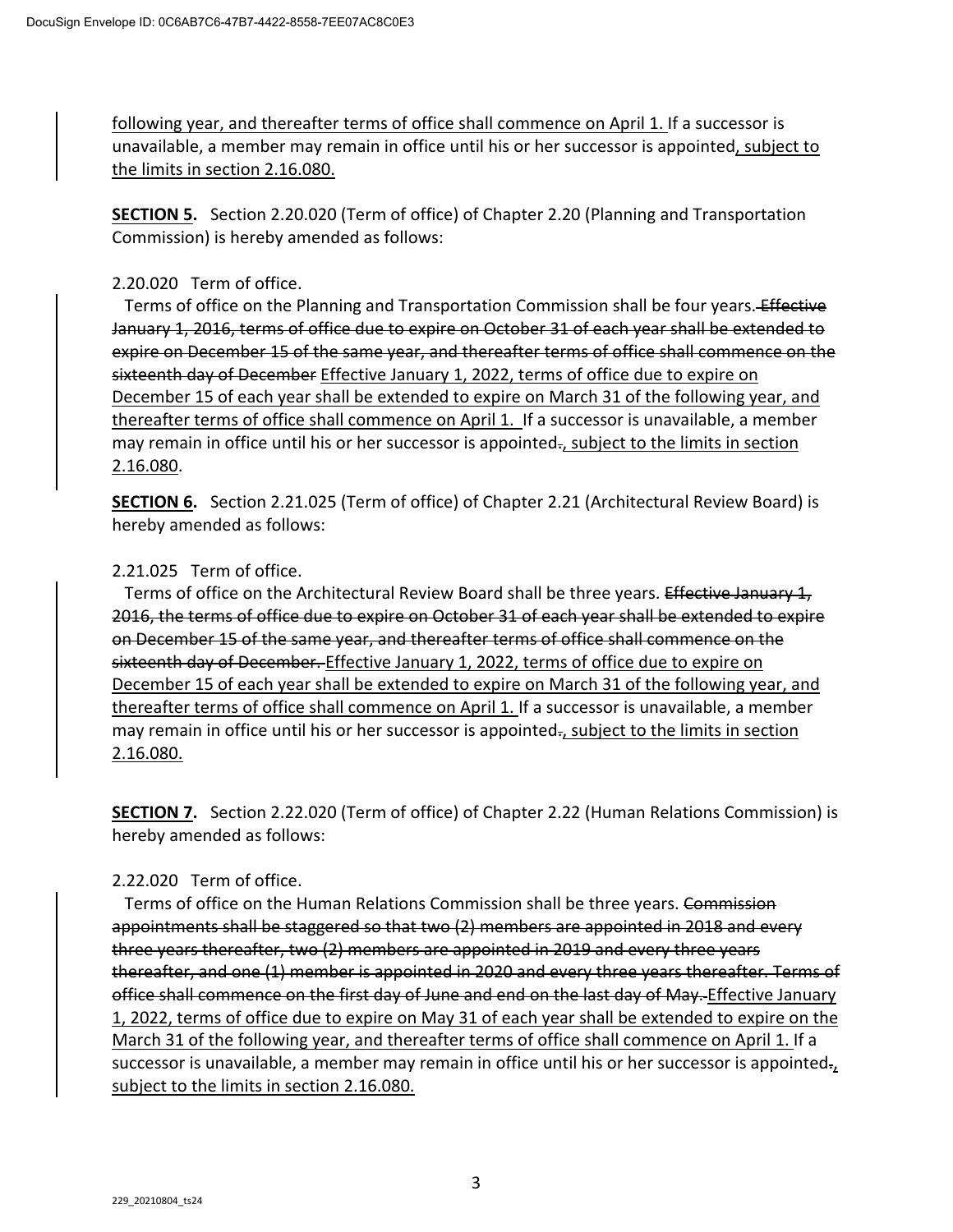following year, and thereafter terms of office shall commence on April 1. If a successor is unavailable, a member may remain in office until his or her successor is appointed, subject to the limits in section 2.16.080.

**SECTION 5.** Section 2.20.020 (Term of office) of Chapter 2.20 (Planning and Transportation Commission) is hereby amended as follows:

2.20.020 Term of office.

Terms of office on the Planning and Transportation Commission shall be four years. ~~Effective January 1, 2016, terms of office due to expire on October 31 of each year shall be extended to expire on December 15 of the same year, and thereafter terms of office shall commence on the sixteenth day of December~~ Effective January 1, 2022, terms of office due to expire on December 15 of each year shall be extended to expire on March 31 of the following year, and thereafter terms of office shall commence on April 1. If a successor is unavailable, a member may remain in office until his or her successor is appointed~~.~~, subject to the limits in section 2.16.080.

**SECTION 6.** Section 2.21.025 (Term of office) of Chapter 2.21 (Architectural Review Board) is hereby amended as follows:

2.21.025 Term of office.

Terms of office on the Architectural Review Board shall be three years. ~~Effective January 1, 2016, the terms of office due to expire on October 31 of each year shall be extended to expire on December 15 of the same year, and thereafter terms of office shall commence on the sixteenth day of December.~~ Effective January 1, 2022, terms of office due to expire on December 15 of each year shall be extended to expire on March 31 of the following year, and thereafter terms of office shall commence on April 1. If a successor is unavailable, a member may remain in office until his or her successor is appointed~~.~~, subject to the limits in section 2.16.080.

**SECTION 7.** Section 2.22.020 (Term of office) of Chapter 2.22 (Human Relations Commission) is hereby amended as follows:

2.22.020 Term of office.

Terms of office on the Human Relations Commission shall be three years. ~~Commission appointments shall be staggered so that two (2) members are appointed in 2018 and every three years thereafter, two (2) members are appointed in 2019 and every three years thereafter, and one (1) member is appointed in 2020 and every three years thereafter. Terms of office shall commence on the first day of June and end on the last day of May.~~ Effective January 1, 2022, terms of office due to expire on May 31 of each year shall be extended to expire on the March 31 of the following year, and thereafter terms of office shall commence on April 1. If a successor is unavailable, a member may remain in office until his or her successor is appointed~~.~~, subject to the limits in section 2.16.080.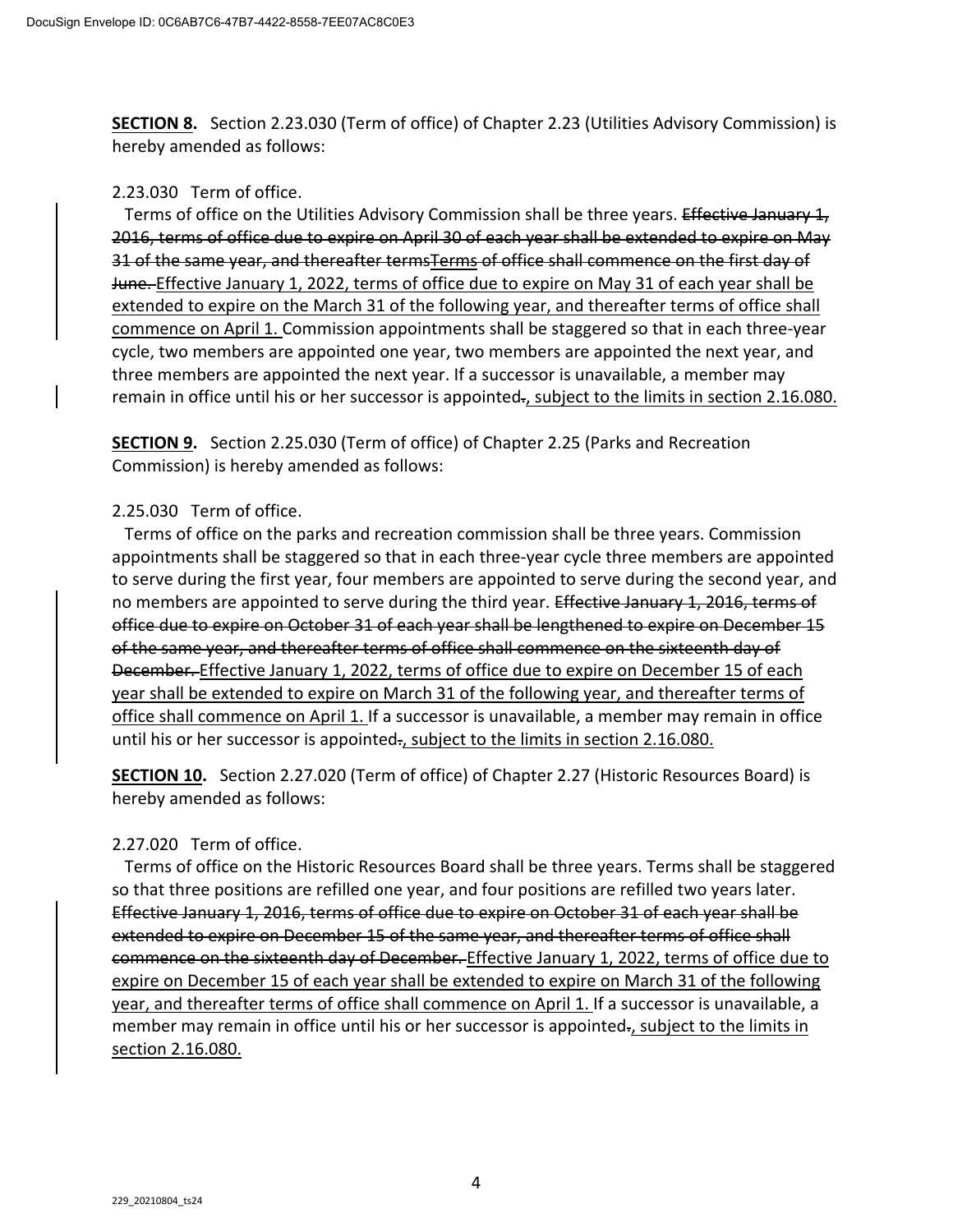**SECTION 8.** Section 2.23.030 (Term of office) of Chapter 2.23 (Utilities Advisory Commission) is hereby amended as follows:

2.23.030 Term of office.

Terms of office on the Utilities Advisory Commission shall be three years. ~~Effective January 1, 2016, terms of office due to expire on April 30 of each year shall be extended to expire on May 31 of the same year, and thereafter terms~~Terms of office shall commence on the first day of ~~June.~~ Effective January 1, 2022, terms of office due to expire on May 31 of each year shall be extended to expire on the March 31 of the following year, and thereafter terms of office shall commence on April 1. Commission appointments shall be staggered so that in each three-year cycle, two members are appointed one year, two members are appointed the next year, and three members are appointed the next year. If a successor is unavailable, a member may remain in office until his or her successor is appointed~~.~~, subject to the limits in section 2.16.080.

**SECTION 9.** Section 2.25.030 (Term of office) of Chapter 2.25 (Parks and Recreation Commission) is hereby amended as follows:

2.25.030 Term of office.

Terms of office on the parks and recreation commission shall be three years. Commission appointments shall be staggered so that in each three-year cycle three members are appointed to serve during the first year, four members are appointed to serve during the second year, and no members are appointed to serve during the third year. ~~Effective January 1, 2016, terms of office due to expire on October 31 of each year shall be lengthened to expire on December 15 of the same year, and thereafter terms of office shall commence on the sixteenth day of December.~~ Effective January 1, 2022, terms of office due to expire on December 15 of each year shall be extended to expire on March 31 of the following year, and thereafter terms of office shall commence on April 1. If a successor is unavailable, a member may remain in office until his or her successor is appointed~~.~~, subject to the limits in section 2.16.080.

**SECTION 10.** Section 2.27.020 (Term of office) of Chapter 2.27 (Historic Resources Board) is hereby amended as follows:

2.27.020 Term of office.

Terms of office on the Historic Resources Board shall be three years. Terms shall be staggered so that three positions are refilled one year, and four positions are refilled two years later. ~~Effective January 1, 2016, terms of office due to expire on October 31 of each year shall be extended to expire on December 15 of the same year, and thereafter terms of office shall commence on the sixteenth day of December.~~ Effective January 1, 2022, terms of office due to expire on December 15 of each year shall be extended to expire on March 31 of the following year, and thereafter terms of office shall commence on April 1. If a successor is unavailable, a member may remain in office until his or her successor is appointed~~.~~, subject to the limits in section 2.16.080.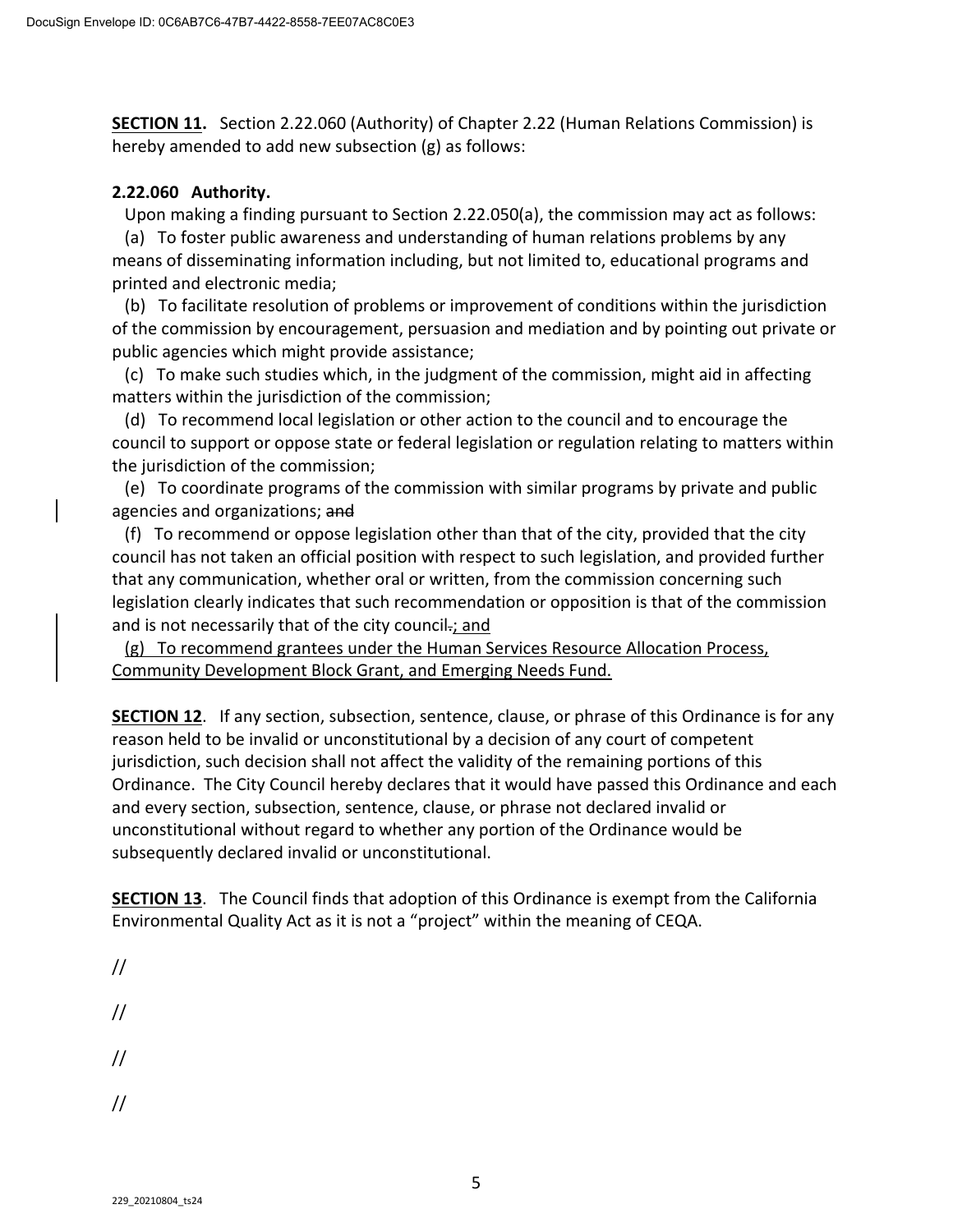**SECTION 11.** Section 2.22.060 (Authority) of Chapter 2.22 (Human Relations Commission) is hereby amended to add new subsection (g) as follows:

**2.22.060 Authority.**

Upon making a finding pursuant to Section 2.22.050(a), the commission may act as follows:

(a) To foster public awareness and understanding of human relations problems by any means of disseminating information including, but not limited to, educational programs and printed and electronic media;

(b) To facilitate resolution of problems or improvement of conditions within the jurisdiction of the commission by encouragement, persuasion and mediation and by pointing out private or public agencies which might provide assistance;

(c) To make such studies which, in the judgment of the commission, might aid in affecting matters within the jurisdiction of the commission;

(d) To recommend local legislation or other action to the council and to encourage the council to support or oppose state or federal legislation or regulation relating to matters within the jurisdiction of the commission;

(e) To coordinate programs of the commission with similar programs by private and public agencies and organizations; ~~and~~

(f) To recommend or oppose legislation other than that of the city, provided that the city council has not taken an official position with respect to such legislation, and provided further that any communication, whether oral or written, from the commission concerning such legislation clearly indicates that such recommendation or opposition is that of the commission and is not necessarily that of the city council~~.~~<u>; and</u>

<u>(g) To recommend grantees under the Human Services Resource Allocation Process, Community Development Block Grant, and Emerging Needs Fund.</u>

**SECTION 12**. If any section, subsection, sentence, clause, or phrase of this Ordinance is for any reason held to be invalid or unconstitutional by a decision of any court of competent jurisdiction, such decision shall not affect the validity of the remaining portions of this Ordinance. The City Council hereby declares that it would have passed this Ordinance and each and every section, subsection, sentence, clause, or phrase not declared invalid or unconstitutional without regard to whether any portion of the Ordinance would be subsequently declared invalid or unconstitutional.

**SECTION 13**. The Council finds that adoption of this Ordinance is exempt from the California Environmental Quality Act as it is not a "project" within the meaning of CEQA.

//

//

//

//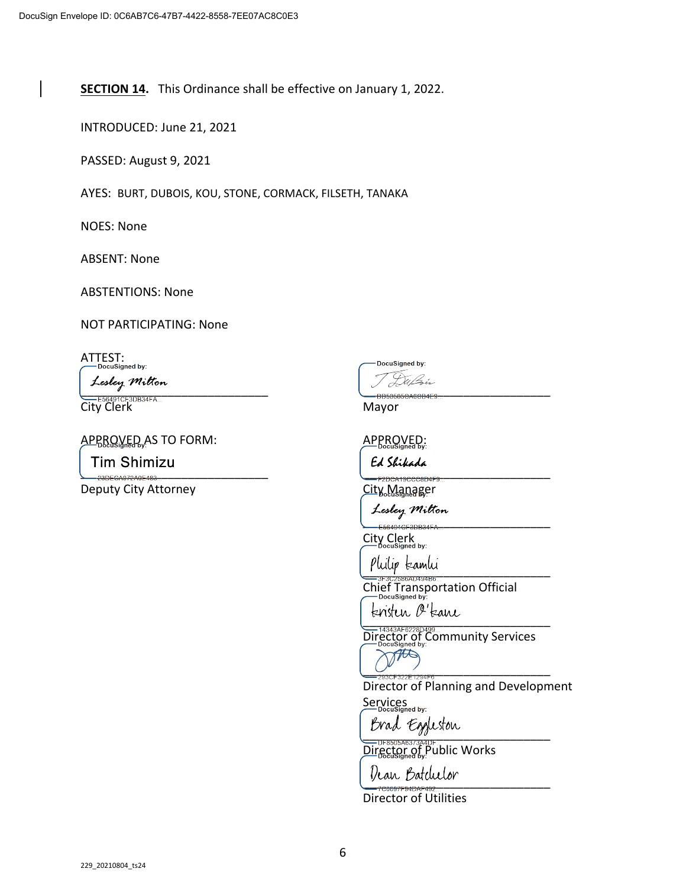**SECTION 14.** This Ordinance shall be effective on January 1, 2022.

INTRODUCED: June 21, 2021

PASSED: August 9, 2021

AYES: BURT, DUBOIS, KOU, STONE, CORMACK, FILSETH, TANAKA

NOES: None

ABSENT: None

ABSTENTIONS: None

NOT PARTICIPATING: None

ATTEST:

Lesley Milton
City Clerk

Mayor

APPROVED AS TO FORM:

Tim Shimizu
Deputy City Attorney

APPROVED:

Ed Shikada
City Manager

Lesley Milton
City Clerk

Philip Kamhi
Chief Transportation Official

Kristen O'Kane
Director of Community Services

Director of Planning and Development Services

Brad Eggleston
Director of Public Works

Dean Batchelor
Director of Utilities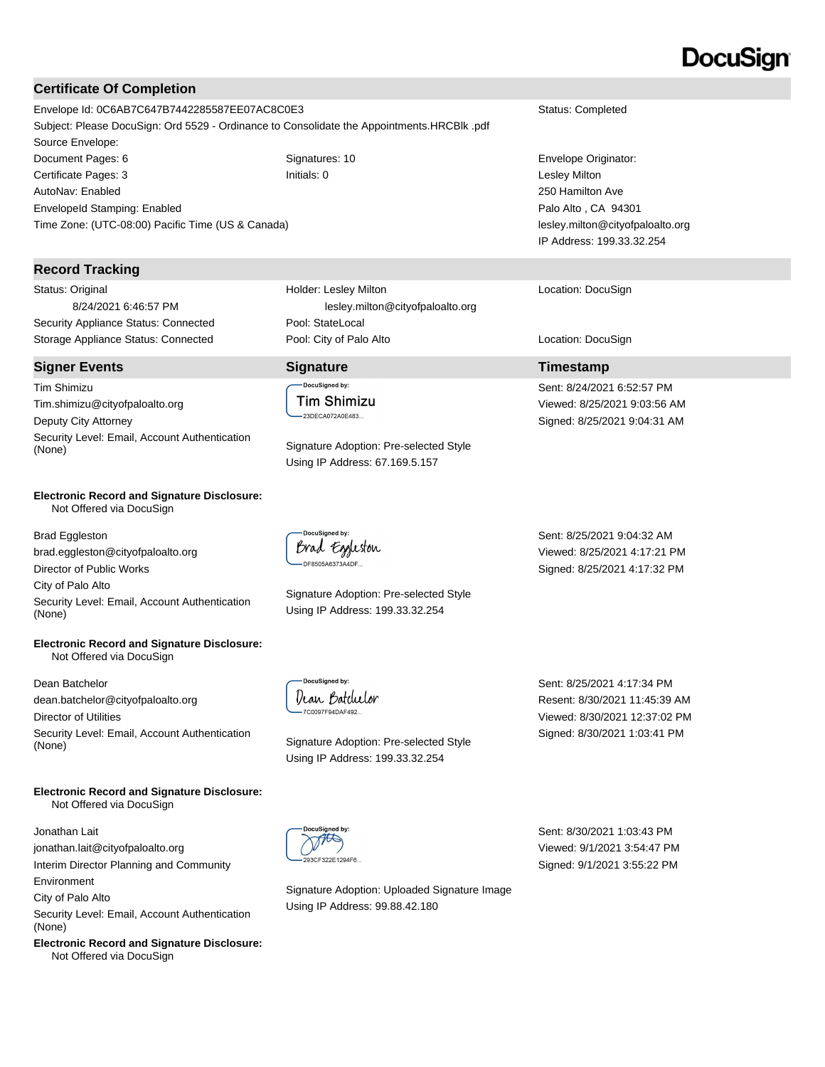DocuSign

## Certificate Of Completion

Envelope Id: 0C6AB7C647B7442285587EE07AC8C0E3 | Status: Completed

Subject: Please DocuSign: Ord 5529 - Ordinance to Consolidate the Appointments.HRCBlk .pdf

Source Envelope:

| | | |
|---|---|---|
| Document Pages: 6 | Signatures: 10 | Envelope Originator: |
| Certificate Pages: 3 | Initials: 0 | Lesley Milton |
| AutoNav: Enabled | | 250 Hamilton Ave |
| EnvelopeId Stamping: Enabled | | Palo Alto , CA 94301 |
| Time Zone: (UTC-08:00) Pacific Time (US & Canada) | | lesley.milton@cityofpaloalto.org |
| | | IP Address: 199.33.32.254 |

## Record Tracking

| | | |
|---|---|---|
| Status: Original<br>8/24/2021 6:46:57 PM | Holder: Lesley Milton<br>lesley.milton@cityofpaloalto.org | Location: DocuSign |
| Security Appliance Status: Connected | Pool: StateLocal | |
| Storage Appliance Status: Connected | Pool: City of Palo Alto | Location: DocuSign |

## Signer Events

| Signer Events | Signature | Timestamp |
|---|---|---|
| Tim Shimizu<br>Tim.shimizu@cityofpaloalto.org<br>Deputy City Attorney<br>Security Level: Email, Account Authentication (None) | DocuSigned by: Tim Shimizu<br>23DECA072A0E483...<br>Signature Adoption: Pre-selected Style<br>Using IP Address: 67.169.5.157 | Sent: 8/24/2021 6:52:57 PM<br>Viewed: 8/25/2021 9:03:56 AM<br>Signed: 8/25/2021 9:04:31 AM |
| **Electronic Record and Signature Disclosure:**<br>Not Offered via DocuSign | | |
| Brad Eggleston<br>brad.eggleston@cityofpaloalto.org<br>Director of Public Works<br>City of Palo Alto<br>Security Level: Email, Account Authentication (None) | DocuSigned by: Brad Eggleston<br>DF8505A6373A4DF...<br>Signature Adoption: Pre-selected Style<br>Using IP Address: 199.33.32.254 | Sent: 8/25/2021 9:04:32 AM<br>Viewed: 8/25/2021 4:17:21 PM<br>Signed: 8/25/2021 4:17:32 PM |
| **Electronic Record and Signature Disclosure:**<br>Not Offered via DocuSign | | |
| Dean Batchelor<br>dean.batchelor@cityofpaloalto.org<br>Director of Utilities<br>Security Level: Email, Account Authentication (None) | DocuSigned by: Dean Batchelor<br>7C0097F94DAF492...<br>Signature Adoption: Pre-selected Style<br>Using IP Address: 199.33.32.254 | Sent: 8/25/2021 4:17:34 PM<br>Resent: 8/30/2021 11:45:39 AM<br>Viewed: 8/30/2021 12:37:02 PM<br>Signed: 8/30/2021 1:03:41 PM |
| **Electronic Record and Signature Disclosure:**<br>Not Offered via DocuSign | | |
| Jonathan Lait<br>jonathan.lait@cityofpaloalto.org<br>Interim Director Planning and Community Environment<br>City of Palo Alto<br>Security Level: Email, Account Authentication (None) | DocuSigned by:<br>293CF322E1294F6...<br>Signature Adoption: Uploaded Signature Image<br>Using IP Address: 99.88.42.180 | Sent: 8/30/2021 1:03:43 PM<br>Viewed: 9/1/2021 3:54:47 PM<br>Signed: 9/1/2021 3:55:22 PM |
| **Electronic Record and Signature Disclosure:**<br>Not Offered via DocuSign | | |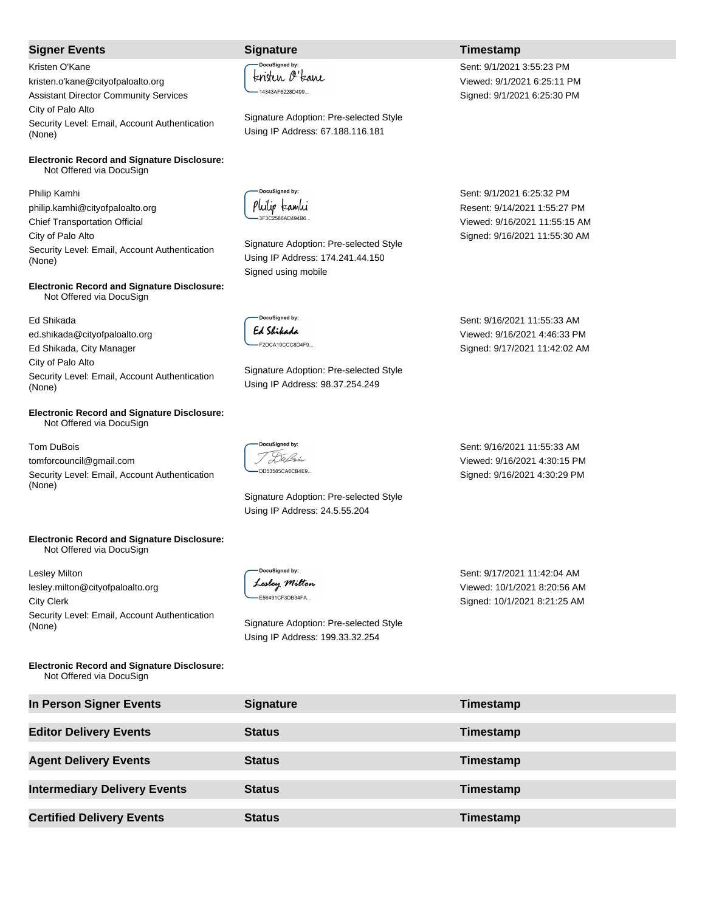| Signer Events | Signature | Timestamp |
|---|---|---|
| Kristen O'Kane<br>kristen.o'kane@cityofpaloalto.org<br>Assistant Director Community Services<br>City of Palo Alto<br>Security Level: Email, Account Authentication (None)<br><br>**Electronic Record and Signature Disclosure:**<br>Not Offered via DocuSign | DocuSigned by:<br>Kristen O'Kane<br>14343AF6228D499...<br><br>Signature Adoption: Pre-selected Style<br>Using IP Address: 67.188.116.181 | Sent: 9/1/2021 3:55:23 PM<br>Viewed: 9/1/2021 6:25:11 PM<br>Signed: 9/1/2021 6:25:30 PM |
| Philip Kamhi<br>philip.kamhi@cityofpaloalto.org<br>Chief Transportation Official<br>City of Palo Alto<br>Security Level: Email, Account Authentication (None)<br><br>**Electronic Record and Signature Disclosure:**<br>Not Offered via DocuSign | DocuSigned by:<br>Philip Kamhi<br>3F3C2586AD494B6...<br><br>Signature Adoption: Pre-selected Style<br>Using IP Address: 174.241.44.150<br>Signed using mobile | Sent: 9/1/2021 6:25:32 PM<br>Resent: 9/14/2021 1:55:27 PM<br>Viewed: 9/16/2021 11:55:15 AM<br>Signed: 9/16/2021 11:55:30 AM |
| Ed Shikada<br>ed.shikada@cityofpaloalto.org<br>Ed Shikada, City Manager<br>City of Palo Alto<br>Security Level: Email, Account Authentication (None)<br><br>**Electronic Record and Signature Disclosure:**<br>Not Offered via DocuSign | DocuSigned by:<br>Ed Shikada<br>F2DCA19CCC8D4F9...<br><br>Signature Adoption: Pre-selected Style<br>Using IP Address: 98.37.254.249 | Sent: 9/16/2021 11:55:33 AM<br>Viewed: 9/16/2021 4:46:33 PM<br>Signed: 9/17/2021 11:42:02 AM |
| Tom DuBois<br>tomforcouncil@gmail.com<br>Security Level: Email, Account Authentication (None)<br><br>**Electronic Record and Signature Disclosure:**<br>Not Offered via DocuSign | DocuSigned by:<br>T DuBois<br>DD53585CA6CB4E9...<br><br>Signature Adoption: Pre-selected Style<br>Using IP Address: 24.5.55.204 | Sent: 9/16/2021 11:55:33 AM<br>Viewed: 9/16/2021 4:30:15 PM<br>Signed: 9/16/2021 4:30:29 PM |
| Lesley Milton<br>lesley.milton@cityofpaloalto.org<br>City Clerk<br>Security Level: Email, Account Authentication (None)<br><br>**Electronic Record and Signature Disclosure:**<br>Not Offered via DocuSign | DocuSigned by:<br>Lesley Milton<br>E56491CF3DB34FA...<br><br>Signature Adoption: Pre-selected Style<br>Using IP Address: 199.33.32.254 | Sent: 9/17/2021 11:42:04 AM<br>Viewed: 10/1/2021 8:20:56 AM<br>Signed: 10/1/2021 8:21:25 AM |

| In Person Signer Events | Signature | Timestamp |
|---|---|---|

| Editor Delivery Events | Status | Timestamp |
|---|---|---|

| Agent Delivery Events | Status | Timestamp |
|---|---|---|

| Intermediary Delivery Events | Status | Timestamp |
|---|---|---|

| Certified Delivery Events | Status | Timestamp |
|---|---|---|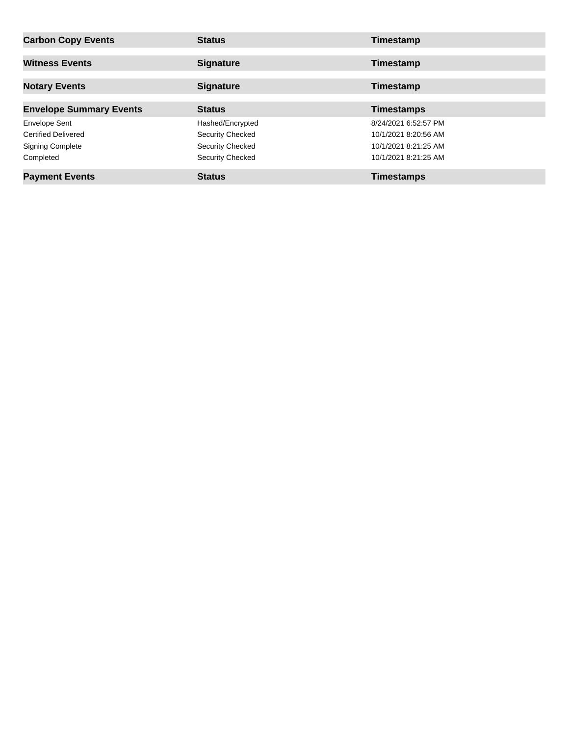| Carbon Copy Events | Status | Timestamp |
|---|---|---|

| Witness Events | Signature | Timestamp |
|---|---|---|

| Notary Events | Signature | Timestamp |
|---|---|---|

| Envelope Summary Events | Status | Timestamps |
|---|---|---|
| Envelope Sent | Hashed/Encrypted | 8/24/2021 6:52:57 PM |
| Certified Delivered | Security Checked | 10/1/2021 8:20:56 AM |
| Signing Complete | Security Checked | 10/1/2021 8:21:25 AM |
| Completed | Security Checked | 10/1/2021 8:21:25 AM |

| Payment Events | Status | Timestamps |
|---|---|---|